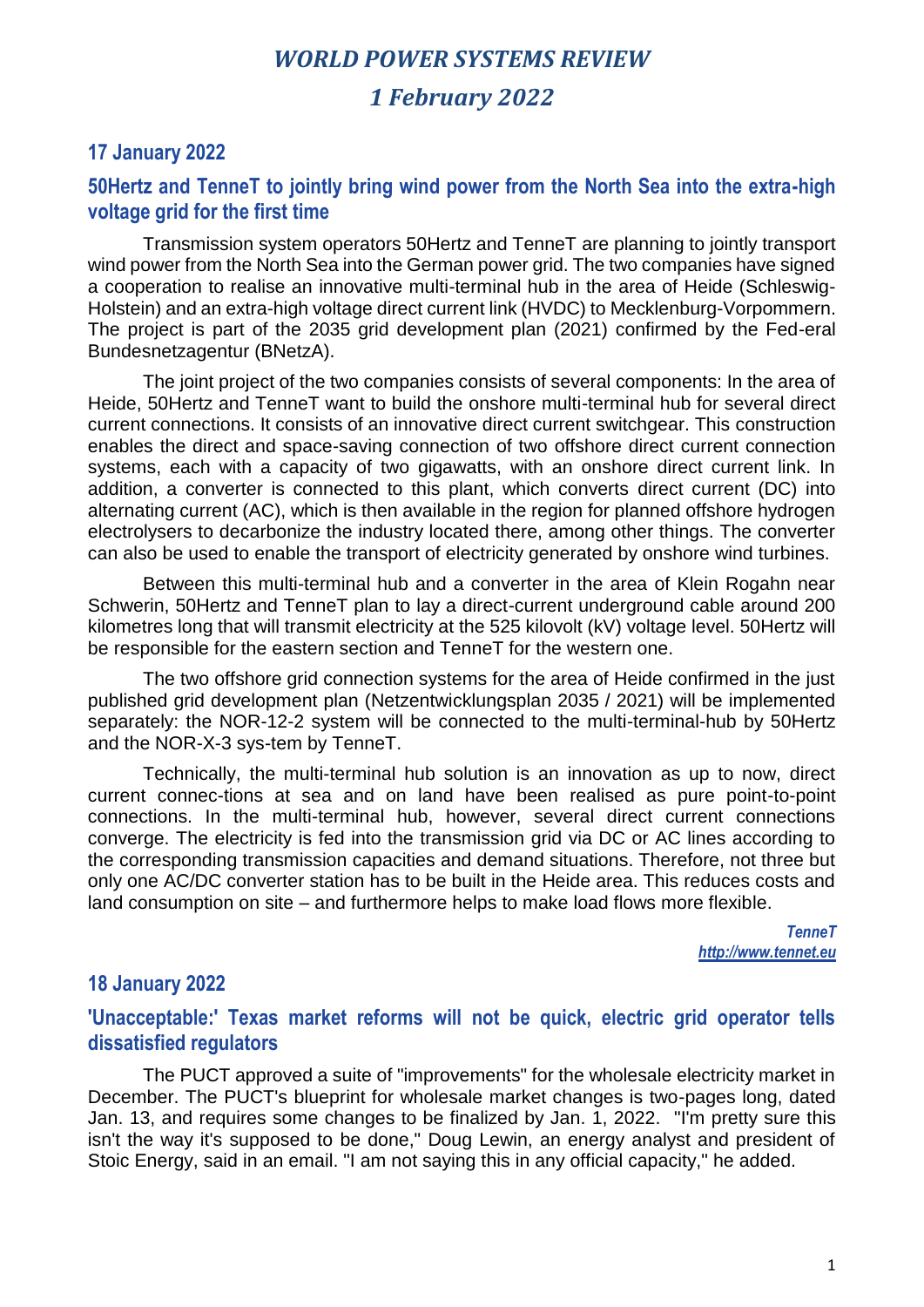# *WORLD POWER SYSTEMS REVIEW*

# *1 February 2022*

## 17 January 2022

### 50Hertz and TenneT to jointly bring wind power from the North Sea into the extra-high voltage grid for the first time

Transmission system operators 50Hertz and TenneT are planning to jointly transport wind power from the North Sea into the German power grid. The two companies have signed a cooperation to realise an innovative multi-terminal hub in the area of Heide (Schleswig-Holstein) and an extra-high voltage direct current link (HVDC) to Mecklenburg-Vorpommern. The project is part of the 2035 grid development plan (2021) confirmed by the Fed-eral Bundesnetzagentur (BNetzA).

The joint project of the two companies consists of several components: In the area of Heide, 50Hertz and TenneT want to build the onshore multi-terminal hub for several direct current connections. It consists of an innovative direct current switchgear. This construction enables the direct and space-saving connection of two offshore direct current connection systems, each with a capacity of two gigawatts, with an onshore direct current link. In addition, a converter is connected to this plant, which converts direct current (DC) into alternating current (AC), which is then available in the region for planned offshore hydrogen electrolysers to decarbonize the industry located there, among other things. The converter can also be used to enable the transport of electricity generated by onshore wind turbines.

Between this multi-terminal hub and a converter in the area of Klein Rogahn near Schwerin, 50Hertz and TenneT plan to lay a direct-current underground cable around 200 kilometres long that will transmit electricity at the 525 kilovolt (kV) voltage level. 50Hertz will be responsible for the eastern section and TenneT for the western one.

The two offshore grid connection systems for the area of Heide confirmed in the just published grid development plan (Netzentwicklungsplan 2035 / 2021) will be implemented separately: the NOR-12-2 system will be connected to the multi-terminal-hub by 50Hertz and the NOR-X-3 sys-tem by TenneT.

Technically, the multi-terminal hub solution is an innovation as up to now, direct current connec-tions at sea and on land have been realised as pure point-to-point connections. In the multi-terminal hub, however, several direct current connections converge. The electricity is fed into the transmission grid via DC or AC lines according to the corresponding transmission capacities and demand situations. Therefore, not three but only one AC/DC converter station has to be built in the Heide area. This reduces costs and land consumption on site – and furthermore helps to make load flows more flexible.

*TenneT*
*http://www.tennet.eu*

## 18 January 2022

### 'Unacceptable:' Texas market reforms will not be quick, electric grid operator tells dissatisfied regulators

The PUCT approved a suite of "improvements" for the wholesale electricity market in December. The PUCT's blueprint for wholesale market changes is two-pages long, dated Jan. 13, and requires some changes to be finalized by Jan. 1, 2022. "I'm pretty sure this isn't the way it's supposed to be done," Doug Lewin, an energy analyst and president of Stoic Energy, said in an email. "I am not saying this in any official capacity," he added.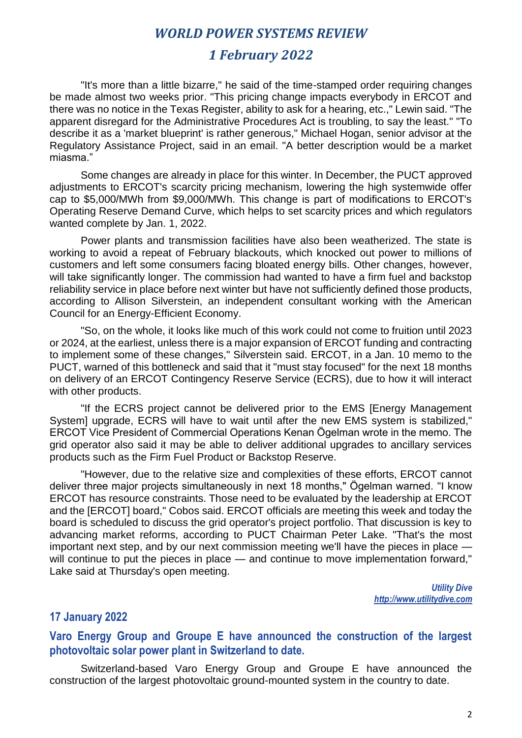"It's more than a little bizarre," he said of the time-stamped order requiring changes be made almost two weeks prior. "This pricing change impacts everybody in ERCOT and there was no notice in the Texas Register, ability to ask for a hearing, etc.," Lewin said. "The apparent disregard for the Administrative Procedures Act is troubling, to say the least." "To describe it as a 'market blueprint' is rather generous," Michael Hogan, senior advisor at the Regulatory Assistance Project, said in an email. "A better description would be a market miasma."

Some changes are already in place for this winter. In December, the PUCT approved adjustments to ERCOT's scarcity pricing mechanism, lowering the high systemwide offer cap to $5,000/MWh from $9,000/MWh. This change is part of modifications to ERCOT's Operating Reserve Demand Curve, which helps to set scarcity prices and which regulators wanted complete by Jan. 1, 2022.

Power plants and transmission facilities have also been weatherized. The state is working to avoid a repeat of February blackouts, which knocked out power to millions of customers and left some consumers facing bloated energy bills. Other changes, however, will take significantly longer. The commission had wanted to have a firm fuel and backstop reliability service in place before next winter but have not sufficiently defined those products, according to Allison Silverstein, an independent consultant working with the American Council for an Energy-Efficient Economy.

"So, on the whole, it looks like much of this work could not come to fruition until 2023 or 2024, at the earliest, unless there is a major expansion of ERCOT funding and contracting to implement some of these changes," Silverstein said. ERCOT, in a Jan. 10 memo to the PUCT, warned of this bottleneck and said that it "must stay focused" for the next 18 months on delivery of an ERCOT Contingency Reserve Service (ECRS), due to how it will interact with other products.

"If the ECRS project cannot be delivered prior to the EMS [Energy Management System] upgrade, ECRS will have to wait until after the new EMS system is stabilized," ERCOT Vice President of Commercial Operations Kenan Ögelman wrote in the memo. The grid operator also said it may be able to deliver additional upgrades to ancillary services products such as the Firm Fuel Product or Backstop Reserve.

"However, due to the relative size and complexities of these efforts, ERCOT cannot deliver three major projects simultaneously in next 18 months," Ögelman warned. "I know ERCOT has resource constraints. Those need to be evaluated by the leadership at ERCOT and the [ERCOT] board," Cobos said. ERCOT officials are meeting this week and today the board is scheduled to discuss the grid operator's project portfolio. That discussion is key to advancing market reforms, according to PUCT Chairman Peter Lake. "That's the most important next step, and by our next commission meeting we'll have the pieces in place — will continue to put the pieces in place — and continue to move implementation forward," Lake said at Thursday's open meeting.

*Utility Dive*
*http://www.utilitydive.com*

## 17 January 2022

## Varo Energy Group and Groupe E have announced the construction of the largest photovoltaic solar power plant in Switzerland to date.

Switzerland-based Varo Energy Group and Groupe E have announced the construction of the largest photovoltaic ground-mounted system in the country to date.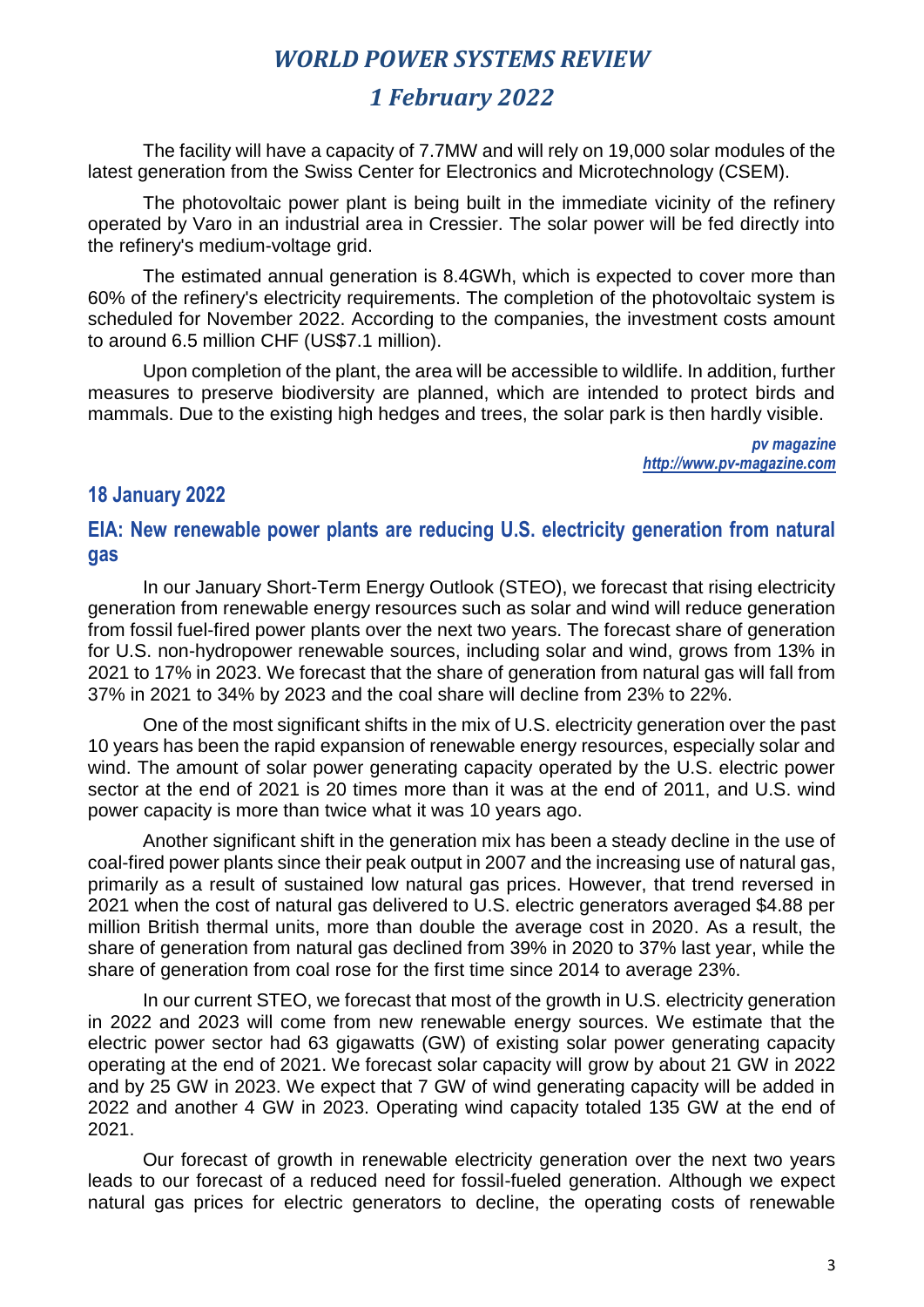The facility will have a capacity of 7.7MW and will rely on 19,000 solar modules of the latest generation from the Swiss Center for Electronics and Microtechnology (CSEM).

The photovoltaic power plant is being built in the immediate vicinity of the refinery operated by Varo in an industrial area in Cressier. The solar power will be fed directly into the refinery's medium-voltage grid.

The estimated annual generation is 8.4GWh, which is expected to cover more than 60% of the refinery's electricity requirements. The completion of the photovoltaic system is scheduled for November 2022. According to the companies, the investment costs amount to around 6.5 million CHF (US$7.1 million).

Upon completion of the plant, the area will be accessible to wildlife. In addition, further measures to preserve biodiversity are planned, which are intended to protect birds and mammals. Due to the existing high hedges and trees, the solar park is then hardly visible.

*pv magazine*
*http://www.pv-magazine.com*

## 18 January 2022

### EIA: New renewable power plants are reducing U.S. electricity generation from natural gas

In our January Short-Term Energy Outlook (STEO), we forecast that rising electricity generation from renewable energy resources such as solar and wind will reduce generation from fossil fuel-fired power plants over the next two years. The forecast share of generation for U.S. non-hydropower renewable sources, including solar and wind, grows from 13% in 2021 to 17% in 2023. We forecast that the share of generation from natural gas will fall from 37% in 2021 to 34% by 2023 and the coal share will decline from 23% to 22%.

One of the most significant shifts in the mix of U.S. electricity generation over the past 10 years has been the rapid expansion of renewable energy resources, especially solar and wind. The amount of solar power generating capacity operated by the U.S. electric power sector at the end of 2021 is 20 times more than it was at the end of 2011, and U.S. wind power capacity is more than twice what it was 10 years ago.

Another significant shift in the generation mix has been a steady decline in the use of coal-fired power plants since their peak output in 2007 and the increasing use of natural gas, primarily as a result of sustained low natural gas prices. However, that trend reversed in 2021 when the cost of natural gas delivered to U.S. electric generators averaged $4.88 per million British thermal units, more than double the average cost in 2020. As a result, the share of generation from natural gas declined from 39% in 2020 to 37% last year, while the share of generation from coal rose for the first time since 2014 to average 23%.

In our current STEO, we forecast that most of the growth in U.S. electricity generation in 2022 and 2023 will come from new renewable energy sources. We estimate that the electric power sector had 63 gigawatts (GW) of existing solar power generating capacity operating at the end of 2021. We forecast solar capacity will grow by about 21 GW in 2022 and by 25 GW in 2023. We expect that 7 GW of wind generating capacity will be added in 2022 and another 4 GW in 2023. Operating wind capacity totaled 135 GW at the end of 2021.

Our forecast of growth in renewable electricity generation over the next two years leads to our forecast of a reduced need for fossil-fueled generation. Although we expect natural gas prices for electric generators to decline, the operating costs of renewable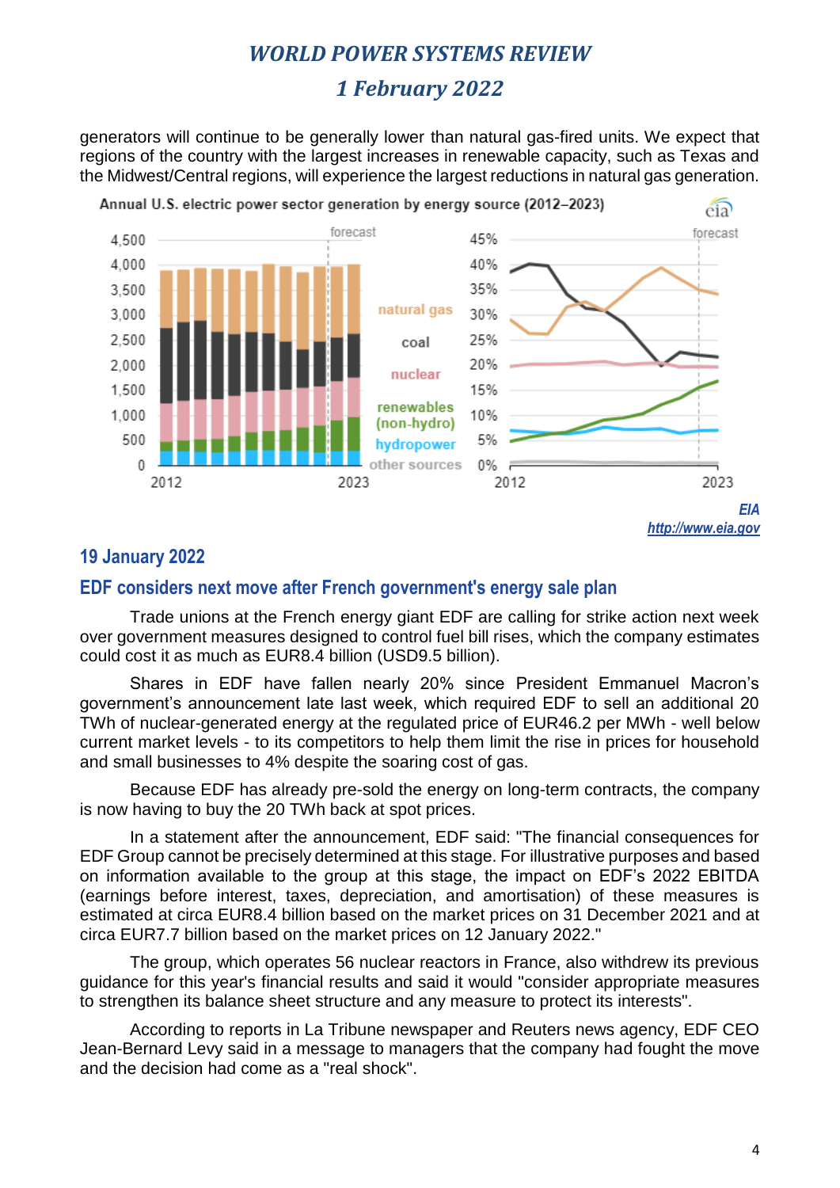generators will continue to be generally lower than natural gas-fired units. We expect that regions of the country with the largest increases in renewable capacity, such as Texas and the Midwest/Central regions, will experience the largest reductions in natural gas generation.

Annual U.S. electric power sector generation by energy source (2012–2023)

EIA
http://www.eia.gov

## 19 January 2022

### EDF considers next move after French government's energy sale plan

Trade unions at the French energy giant EDF are calling for strike action next week over government measures designed to control fuel bill rises, which the company estimates could cost it as much as EUR8.4 billion (USD9.5 billion).

Shares in EDF have fallen nearly 20% since President Emmanuel Macron's government's announcement late last week, which required EDF to sell an additional 20 TWh of nuclear-generated energy at the regulated price of EUR46.2 per MWh - well below current market levels - to its competitors to help them limit the rise in prices for household and small businesses to 4% despite the soaring cost of gas.

Because EDF has already pre-sold the energy on long-term contracts, the company is now having to buy the 20 TWh back at spot prices.

In a statement after the announcement, EDF said: "The financial consequences for EDF Group cannot be precisely determined at this stage. For illustrative purposes and based on information available to the group at this stage, the impact on EDF's 2022 EBITDA (earnings before interest, taxes, depreciation, and amortisation) of these measures is estimated at circa EUR8.4 billion based on the market prices on 31 December 2021 and at circa EUR7.7 billion based on the market prices on 12 January 2022."

The group, which operates 56 nuclear reactors in France, also withdrew its previous guidance for this year's financial results and said it would "consider appropriate measures to strengthen its balance sheet structure and any measure to protect its interests".

According to reports in La Tribune newspaper and Reuters news agency, EDF CEO Jean-Bernard Levy said in a message to managers that the company had fought the move and the decision had come as a "real shock".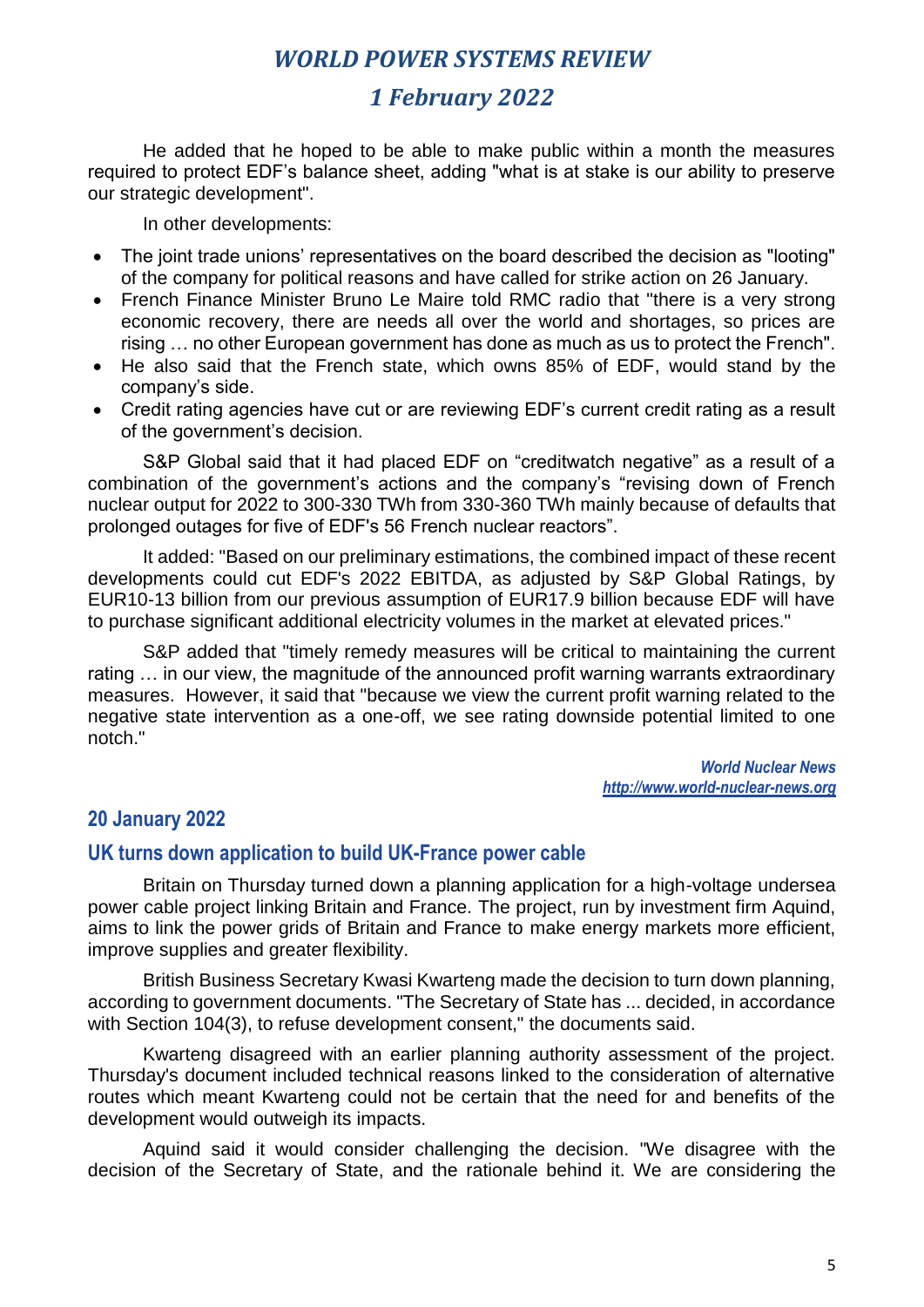He added that he hoped to be able to make public within a month the measures required to protect EDF's balance sheet, adding "what is at stake is our ability to preserve our strategic development".

In other developments:

- The joint trade unions' representatives on the board described the decision as "looting" of the company for political reasons and have called for strike action on 26 January.
- French Finance Minister Bruno Le Maire told RMC radio that "there is a very strong economic recovery, there are needs all over the world and shortages, so prices are rising … no other European government has done as much as us to protect the French".
- He also said that the French state, which owns 85% of EDF, would stand by the company's side.
- Credit rating agencies have cut or are reviewing EDF's current credit rating as a result of the government's decision.

S&P Global said that it had placed EDF on "creditwatch negative" as a result of a combination of the government's actions and the company's "revising down of French nuclear output for 2022 to 300-330 TWh from 330-360 TWh mainly because of defaults that prolonged outages for five of EDF's 56 French nuclear reactors".

It added: "Based on our preliminary estimations, the combined impact of these recent developments could cut EDF's 2022 EBITDA, as adjusted by S&P Global Ratings, by EUR10-13 billion from our previous assumption of EUR17.9 billion because EDF will have to purchase significant additional electricity volumes in the market at elevated prices."

S&P added that "timely remedy measures will be critical to maintaining the current rating … in our view, the magnitude of the announced profit warning warrants extraordinary measures. However, it said that "because we view the current profit warning related to the negative state intervention as a one-off, we see rating downside potential limited to one notch."

*World Nuclear News*
*http://www.world-nuclear-news.org*

## 20 January 2022

### UK turns down application to build UK-France power cable

Britain on Thursday turned down a planning application for a high-voltage undersea power cable project linking Britain and France. The project, run by investment firm Aquind, aims to link the power grids of Britain and France to make energy markets more efficient, improve supplies and greater flexibility.

British Business Secretary Kwasi Kwarteng made the decision to turn down planning, according to government documents. "The Secretary of State has ... decided, in accordance with Section 104(3), to refuse development consent," the documents said.

Kwarteng disagreed with an earlier planning authority assessment of the project. Thursday's document included technical reasons linked to the consideration of alternative routes which meant Kwarteng could not be certain that the need for and benefits of the development would outweigh its impacts.

Aquind said it would consider challenging the decision. "We disagree with the decision of the Secretary of State, and the rationale behind it. We are considering the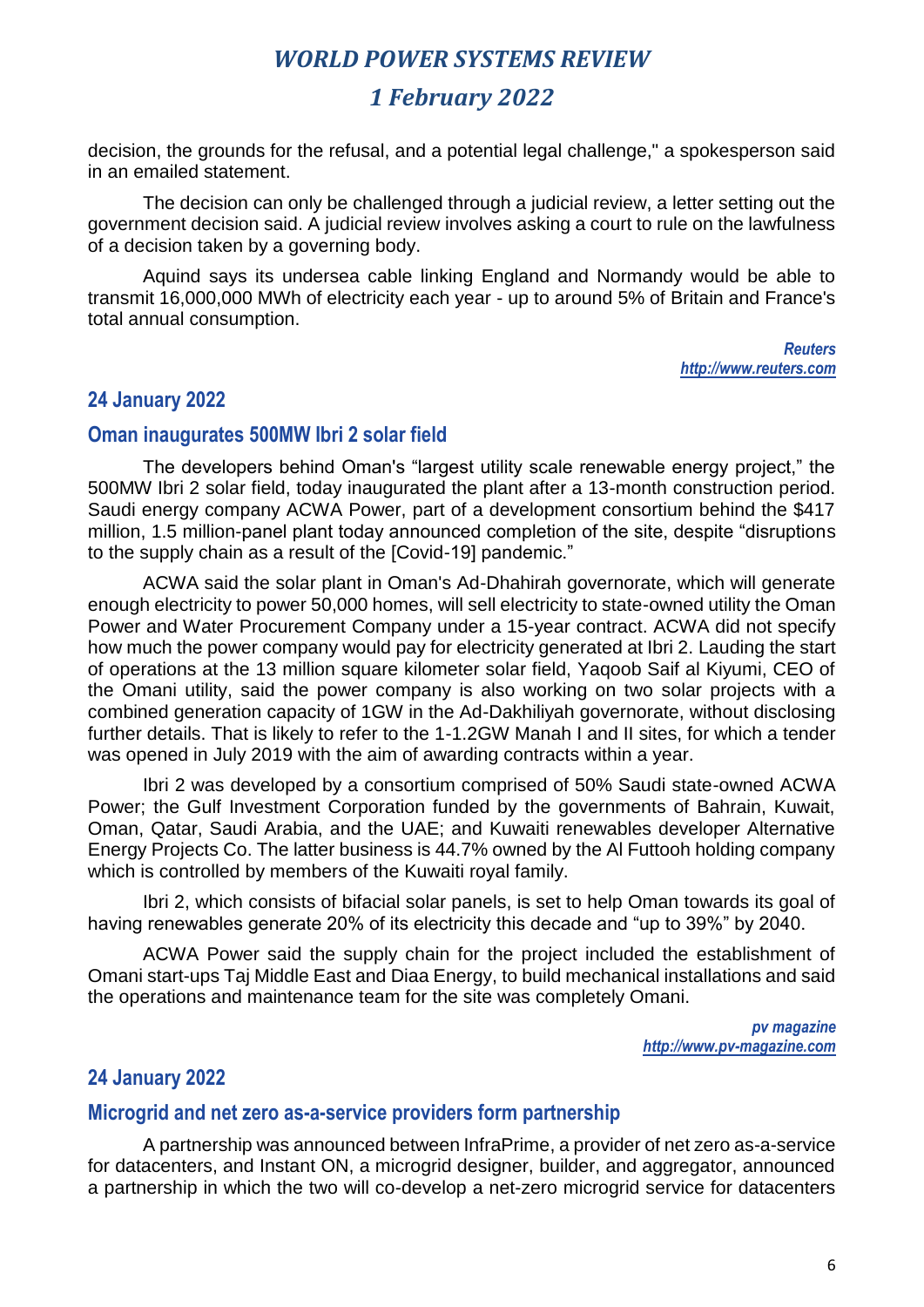decision, the grounds for the refusal, and a potential legal challenge," a spokesperson said in an emailed statement.

The decision can only be challenged through a judicial review, a letter setting out the government decision said. A judicial review involves asking a court to rule on the lawfulness of a decision taken by a governing body.

Aquind says its undersea cable linking England and Normandy would be able to transmit 16,000,000 MWh of electricity each year - up to around 5% of Britain and France's total annual consumption.

*Reuters*
*http://www.reuters.com*

## 24 January 2022

### Oman inaugurates 500MW Ibri 2 solar field

The developers behind Oman's "largest utility scale renewable energy project," the 500MW Ibri 2 solar field, today inaugurated the plant after a 13-month construction period. Saudi energy company ACWA Power, part of a development consortium behind the $417 million, 1.5 million-panel plant today announced completion of the site, despite "disruptions to the supply chain as a result of the [Covid-19] pandemic."

ACWA said the solar plant in Oman's Ad-Dhahirah governorate, which will generate enough electricity to power 50,000 homes, will sell electricity to state-owned utility the Oman Power and Water Procurement Company under a 15-year contract. ACWA did not specify how much the power company would pay for electricity generated at Ibri 2. Lauding the start of operations at the 13 million square kilometer solar field, Yaqoob Saif al Kiyumi, CEO of the Omani utility, said the power company is also working on two solar projects with a combined generation capacity of 1GW in the Ad-Dakhiliyah governorate, without disclosing further details. That is likely to refer to the 1-1.2GW Manah I and II sites, for which a tender was opened in July 2019 with the aim of awarding contracts within a year.

Ibri 2 was developed by a consortium comprised of 50% Saudi state-owned ACWA Power; the Gulf Investment Corporation funded by the governments of Bahrain, Kuwait, Oman, Qatar, Saudi Arabia, and the UAE; and Kuwaiti renewables developer Alternative Energy Projects Co. The latter business is 44.7% owned by the Al Futtooh holding company which is controlled by members of the Kuwaiti royal family.

Ibri 2, which consists of bifacial solar panels, is set to help Oman towards its goal of having renewables generate 20% of its electricity this decade and "up to 39%" by 2040.

ACWA Power said the supply chain for the project included the establishment of Omani start-ups Taj Middle East and Diaa Energy, to build mechanical installations and said the operations and maintenance team for the site was completely Omani.

*pv magazine*
*http://www.pv-magazine.com*

## 24 January 2022

### Microgrid and net zero as-a-service providers form partnership

A partnership was announced between InfraPrime, a provider of net zero as-a-service for datacenters, and Instant ON, a microgrid designer, builder, and aggregator, announced a partnership in which the two will co-develop a net-zero microgrid service for datacenters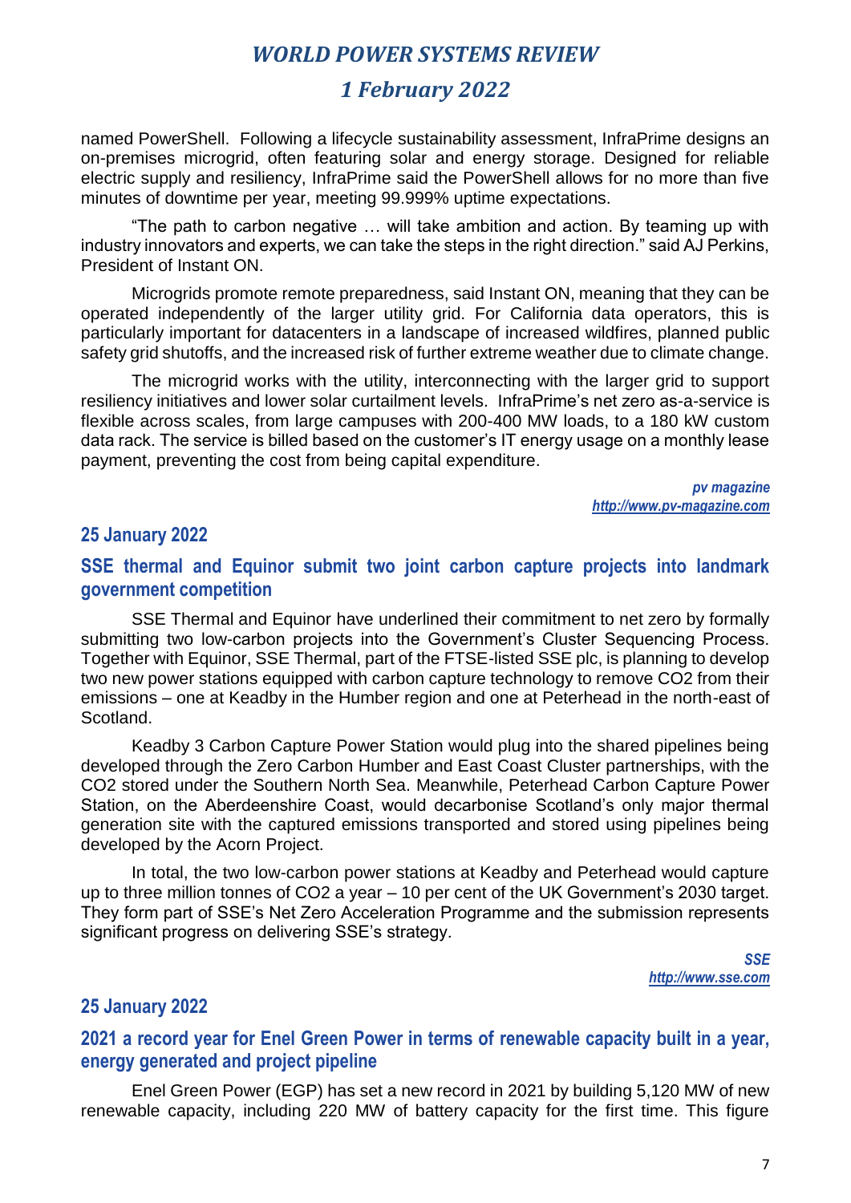named PowerShell. Following a lifecycle sustainability assessment, InfraPrime designs an on-premises microgrid, often featuring solar and energy storage. Designed for reliable electric supply and resiliency, InfraPrime said the PowerShell allows for no more than five minutes of downtime per year, meeting 99.999% uptime expectations.

"The path to carbon negative … will take ambition and action. By teaming up with industry innovators and experts, we can take the steps in the right direction." said AJ Perkins, President of Instant ON.

Microgrids promote remote preparedness, said Instant ON, meaning that they can be operated independently of the larger utility grid. For California data operators, this is particularly important for datacenters in a landscape of increased wildfires, planned public safety grid shutoffs, and the increased risk of further extreme weather due to climate change.

The microgrid works with the utility, interconnecting with the larger grid to support resiliency initiatives and lower solar curtailment levels. InfraPrime's net zero as-a-service is flexible across scales, from large campuses with 200-400 MW loads, to a 180 kW custom data rack. The service is billed based on the customer's IT energy usage on a monthly lease payment, preventing the cost from being capital expenditure.

*pv magazine*
*http://www.pv-magazine.com*

## 25 January 2022

### SSE thermal and Equinor submit two joint carbon capture projects into landmark government competition

SSE Thermal and Equinor have underlined their commitment to net zero by formally submitting two low-carbon projects into the Government's Cluster Sequencing Process. Together with Equinor, SSE Thermal, part of the FTSE-listed SSE plc, is planning to develop two new power stations equipped with carbon capture technology to remove CO2 from their emissions – one at Keadby in the Humber region and one at Peterhead in the north-east of Scotland.

Keadby 3 Carbon Capture Power Station would plug into the shared pipelines being developed through the Zero Carbon Humber and East Coast Cluster partnerships, with the CO2 stored under the Southern North Sea. Meanwhile, Peterhead Carbon Capture Power Station, on the Aberdeenshire Coast, would decarbonise Scotland's only major thermal generation site with the captured emissions transported and stored using pipelines being developed by the Acorn Project.

In total, the two low-carbon power stations at Keadby and Peterhead would capture up to three million tonnes of CO2 a year – 10 per cent of the UK Government's 2030 target. They form part of SSE's Net Zero Acceleration Programme and the submission represents significant progress on delivering SSE's strategy.

*SSE*
*http://www.sse.com*

## 25 January 2022

### 2021 a record year for Enel Green Power in terms of renewable capacity built in a year, energy generated and project pipeline

Enel Green Power (EGP) has set a new record in 2021 by building 5,120 MW of new renewable capacity, including 220 MW of battery capacity for the first time. This figure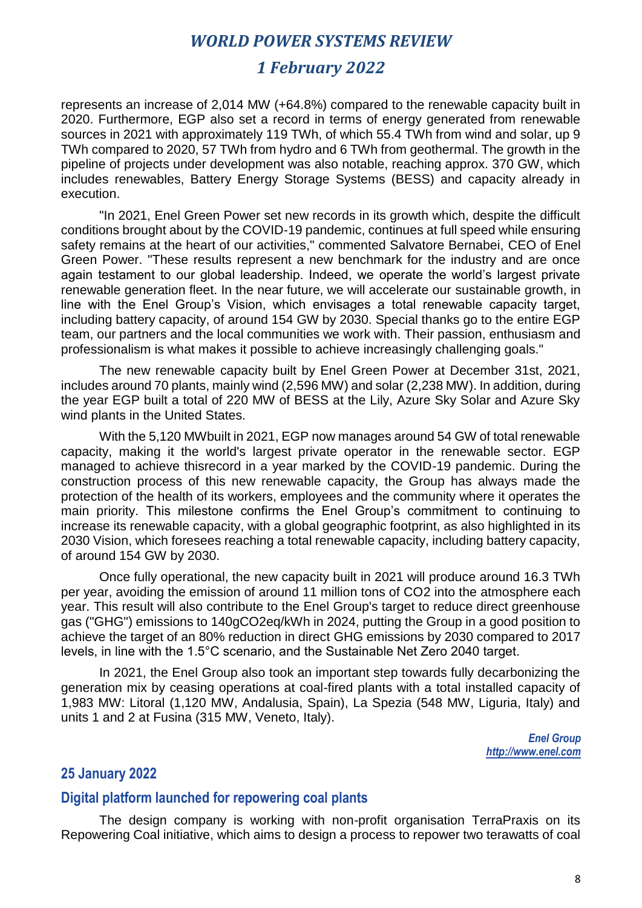represents an increase of 2,014 MW (+64.8%) compared to the renewable capacity built in 2020. Furthermore, EGP also set a record in terms of energy generated from renewable sources in 2021 with approximately 119 TWh, of which 55.4 TWh from wind and solar, up 9 TWh compared to 2020, 57 TWh from hydro and 6 TWh from geothermal. The growth in the pipeline of projects under development was also notable, reaching approx. 370 GW, which includes renewables, Battery Energy Storage Systems (BESS) and capacity already in execution.

"In 2021, Enel Green Power set new records in its growth which, despite the difficult conditions brought about by the COVID-19 pandemic, continues at full speed while ensuring safety remains at the heart of our activities," commented Salvatore Bernabei, CEO of Enel Green Power. "These results represent a new benchmark for the industry and are once again testament to our global leadership. Indeed, we operate the world's largest private renewable generation fleet. In the near future, we will accelerate our sustainable growth, in line with the Enel Group's Vision, which envisages a total renewable capacity target, including battery capacity, of around 154 GW by 2030. Special thanks go to the entire EGP team, our partners and the local communities we work with. Their passion, enthusiasm and professionalism is what makes it possible to achieve increasingly challenging goals."

The new renewable capacity built by Enel Green Power at December 31st, 2021, includes around 70 plants, mainly wind (2,596 MW) and solar (2,238 MW). In addition, during the year EGP built a total of 220 MW of BESS at the Lily, Azure Sky Solar and Azure Sky wind plants in the United States.

With the 5,120 MWbuilt in 2021, EGP now manages around 54 GW of total renewable capacity, making it the world's largest private operator in the renewable sector. EGP managed to achieve thisrecord in a year marked by the COVID-19 pandemic. During the construction process of this new renewable capacity, the Group has always made the protection of the health of its workers, employees and the community where it operates the main priority. This milestone confirms the Enel Group's commitment to continuing to increase its renewable capacity, with a global geographic footprint, as also highlighted in its 2030 Vision, which foresees reaching a total renewable capacity, including battery capacity, of around 154 GW by 2030.

Once fully operational, the new capacity built in 2021 will produce around 16.3 TWh per year, avoiding the emission of around 11 million tons of $CO_2$ into the atmosphere each year. This result will also contribute to the Enel Group's target to reduce direct greenhouse gas ("GHG") emissions to 140gCO2eq/kWh in 2024, putting the Group in a good position to achieve the target of an 80% reduction in direct GHG emissions by 2030 compared to 2017 levels, in line with the 1.5°C scenario, and the Sustainable Net Zero 2040 target.

In 2021, the Enel Group also took an important step towards fully decarbonizing the generation mix by ceasing operations at coal-fired plants with a total installed capacity of 1,983 MW: Litoral (1,120 MW, Andalusia, Spain), La Spezia (548 MW, Liguria, Italy) and units 1 and 2 at Fusina (315 MW, Veneto, Italy).

*Enel Group*
*http://www.enel.com*

## 25 January 2022

### Digital platform launched for repowering coal plants

The design company is working with non-profit organisation TerraPraxis on its Repowering Coal initiative, which aims to design a process to repower two terawatts of coal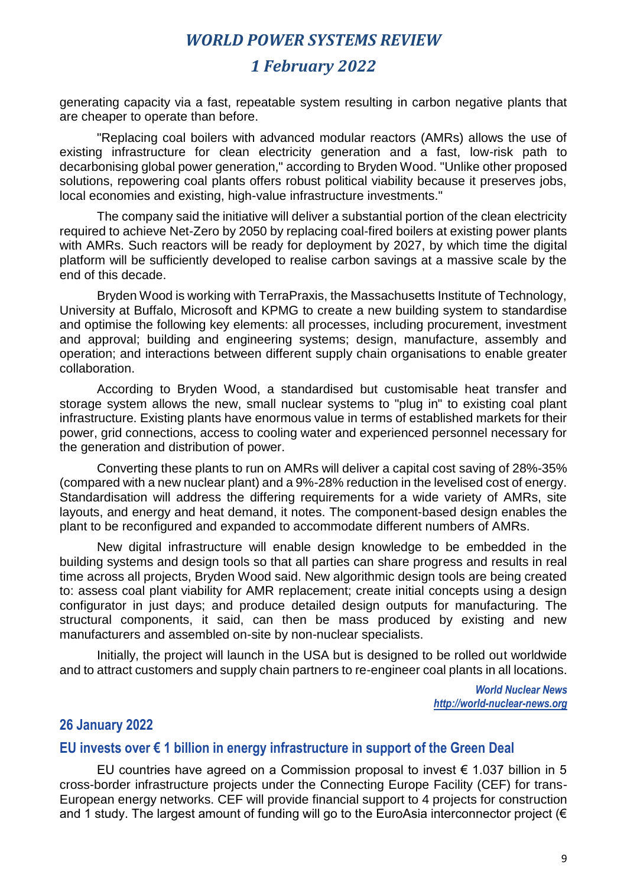generating capacity via a fast, repeatable system resulting in carbon negative plants that are cheaper to operate than before.

"Replacing coal boilers with advanced modular reactors (AMRs) allows the use of existing infrastructure for clean electricity generation and a fast, low-risk path to decarbonising global power generation," according to Bryden Wood. "Unlike other proposed solutions, repowering coal plants offers robust political viability because it preserves jobs, local economies and existing, high-value infrastructure investments."

The company said the initiative will deliver a substantial portion of the clean electricity required to achieve Net-Zero by 2050 by replacing coal-fired boilers at existing power plants with AMRs. Such reactors will be ready for deployment by 2027, by which time the digital platform will be sufficiently developed to realise carbon savings at a massive scale by the end of this decade.

Bryden Wood is working with TerraPraxis, the Massachusetts Institute of Technology, University at Buffalo, Microsoft and KPMG to create a new building system to standardise and optimise the following key elements: all processes, including procurement, investment and approval; building and engineering systems; design, manufacture, assembly and operation; and interactions between different supply chain organisations to enable greater collaboration.

According to Bryden Wood, a standardised but customisable heat transfer and storage system allows the new, small nuclear systems to "plug in" to existing coal plant infrastructure. Existing plants have enormous value in terms of established markets for their power, grid connections, access to cooling water and experienced personnel necessary for the generation and distribution of power.

Converting these plants to run on AMRs will deliver a capital cost saving of 28%-35% (compared with a new nuclear plant) and a 9%-28% reduction in the levelised cost of energy. Standardisation will address the differing requirements for a wide variety of AMRs, site layouts, and energy and heat demand, it notes. The component-based design enables the plant to be reconfigured and expanded to accommodate different numbers of AMRs.

New digital infrastructure will enable design knowledge to be embedded in the building systems and design tools so that all parties can share progress and results in real time across all projects, Bryden Wood said. New algorithmic design tools are being created to: assess coal plant viability for AMR replacement; create initial concepts using a design configurator in just days; and produce detailed design outputs for manufacturing. The structural components, it said, can then be mass produced by existing and new manufacturers and assembled on-site by non-nuclear specialists.

Initially, the project will launch in the USA but is designed to be rolled out worldwide and to attract customers and supply chain partners to re-engineer coal plants in all locations.

*World Nuclear News*
*http://world-nuclear-news.org*

## 26 January 2022

### EU invests over € 1 billion in energy infrastructure in support of the Green Deal

EU countries have agreed on a Commission proposal to invest € 1.037 billion in 5 cross-border infrastructure projects under the Connecting Europe Facility (CEF) for trans-European energy networks. CEF will provide financial support to 4 projects for construction and 1 study. The largest amount of funding will go to the EuroAsia interconnector project (€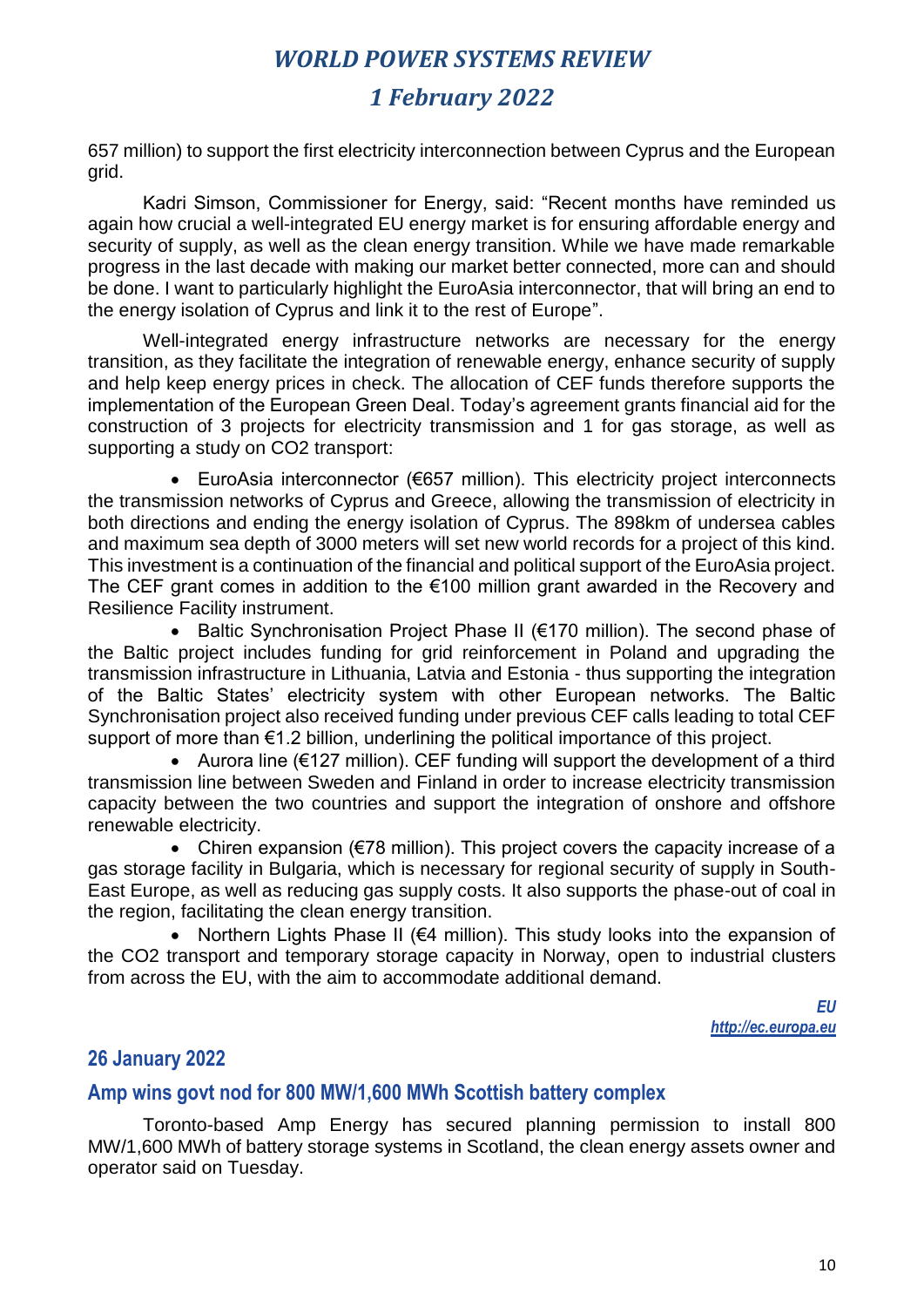657 million) to support the first electricity interconnection between Cyprus and the European grid.

Kadri Simson, Commissioner for Energy, said: "Recent months have reminded us again how crucial a well-integrated EU energy market is for ensuring affordable energy and security of supply, as well as the clean energy transition. While we have made remarkable progress in the last decade with making our market better connected, more can and should be done. I want to particularly highlight the EuroAsia interconnector, that will bring an end to the energy isolation of Cyprus and link it to the rest of Europe".

Well-integrated energy infrastructure networks are necessary for the energy transition, as they facilitate the integration of renewable energy, enhance security of supply and help keep energy prices in check. The allocation of CEF funds therefore supports the implementation of the European Green Deal. Today's agreement grants financial aid for the construction of 3 projects for electricity transmission and 1 for gas storage, as well as supporting a study on CO2 transport:

- EuroAsia interconnector (€657 million). This electricity project interconnects the transmission networks of Cyprus and Greece, allowing the transmission of electricity in both directions and ending the energy isolation of Cyprus. The 898km of undersea cables and maximum sea depth of 3000 meters will set new world records for a project of this kind. This investment is a continuation of the financial and political support of the EuroAsia project. The CEF grant comes in addition to the €100 million grant awarded in the Recovery and Resilience Facility instrument.
- Baltic Synchronisation Project Phase II (€170 million). The second phase of the Baltic project includes funding for grid reinforcement in Poland and upgrading the transmission infrastructure in Lithuania, Latvia and Estonia - thus supporting the integration of the Baltic States' electricity system with other European networks. The Baltic Synchronisation project also received funding under previous CEF calls leading to total CEF support of more than €1.2 billion, underlining the political importance of this project.
- Aurora line (€127 million). CEF funding will support the development of a third transmission line between Sweden and Finland in order to increase electricity transmission capacity between the two countries and support the integration of onshore and offshore renewable electricity.
- Chiren expansion (€78 million). This project covers the capacity increase of a gas storage facility in Bulgaria, which is necessary for regional security of supply in South-East Europe, as well as reducing gas supply costs. It also supports the phase-out of coal in the region, facilitating the clean energy transition.
- Northern Lights Phase II (€4 million). This study looks into the expansion of the CO2 transport and temporary storage capacity in Norway, open to industrial clusters from across the EU, with the aim to accommodate additional demand.

*EU*
*http://ec.europa.eu*

## 26 January 2022

### Amp wins govt nod for 800 MW/1,600 MWh Scottish battery complex

Toronto-based Amp Energy has secured planning permission to install 800 MW/1,600 MWh of battery storage systems in Scotland, the clean energy assets owner and operator said on Tuesday.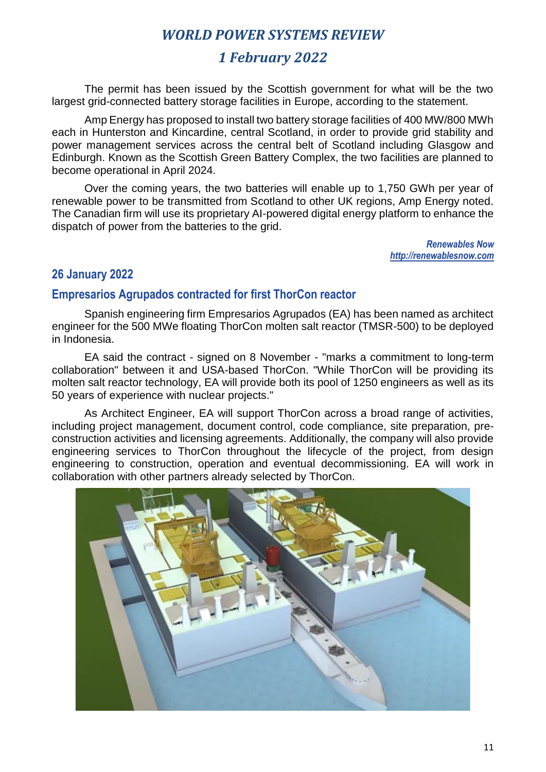The permit has been issued by the Scottish government for what will be the two largest grid-connected battery storage facilities in Europe, according to the statement.

Amp Energy has proposed to install two battery storage facilities of 400 MW/800 MWh each in Hunterston and Kincardine, central Scotland, in order to provide grid stability and power management services across the central belt of Scotland including Glasgow and Edinburgh. Known as the Scottish Green Battery Complex, the two facilities are planned to become operational in April 2024.

Over the coming years, the two batteries will enable up to 1,750 GWh per year of renewable power to be transmitted from Scotland to other UK regions, Amp Energy noted. The Canadian firm will use its proprietary AI-powered digital energy platform to enhance the dispatch of power from the batteries to the grid.

*Renewables Now*
*http://renewablesnow.com*

## 26 January 2022

### Empresarios Agrupados contracted for first ThorCon reactor

Spanish engineering firm Empresarios Agrupados (EA) has been named as architect engineer for the 500 MWe floating ThorCon molten salt reactor (TMSR-500) to be deployed in Indonesia.

EA said the contract - signed on 8 November - "marks a commitment to long-term collaboration" between it and USA-based ThorCon. "While ThorCon will be providing its molten salt reactor technology, EA will provide both its pool of 1250 engineers as well as its 50 years of experience with nuclear projects."

As Architect Engineer, EA will support ThorCon across a broad range of activities, including project management, document control, code compliance, site preparation, pre-construction activities and licensing agreements. Additionally, the company will also provide engineering services to ThorCon throughout the lifecycle of the project, from design engineering to construction, operation and eventual decommissioning. EA will work in collaboration with other partners already selected by ThorCon.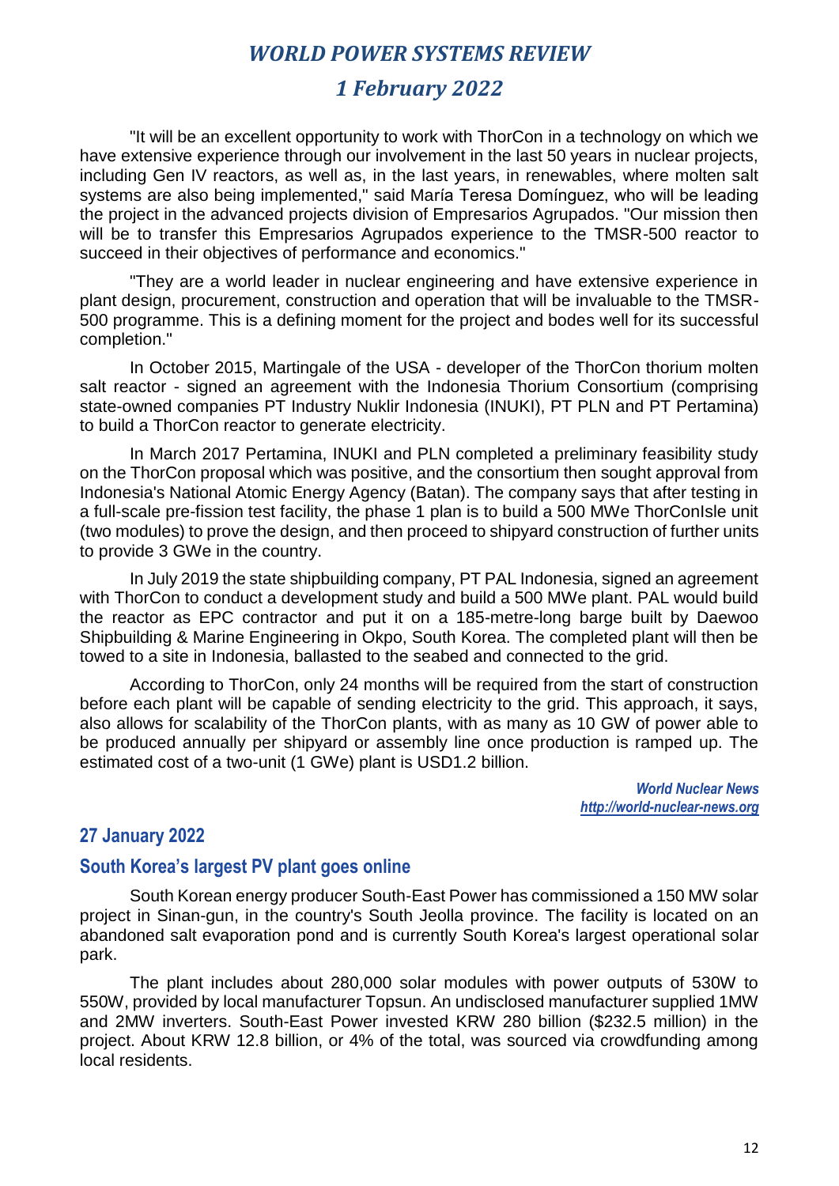"It will be an excellent opportunity to work with ThorCon in a technology on which we have extensive experience through our involvement in the last 50 years in nuclear projects, including Gen IV reactors, as well as, in the last years, in renewables, where molten salt systems are also being implemented," said María Teresa Domínguez, who will be leading the project in the advanced projects division of Empresarios Agrupados. "Our mission then will be to transfer this Empresarios Agrupados experience to the TMSR-500 reactor to succeed in their objectives of performance and economics."

"They are a world leader in nuclear engineering and have extensive experience in plant design, procurement, construction and operation that will be invaluable to the TMSR-500 programme. This is a defining moment for the project and bodes well for its successful completion."

In October 2015, Martingale of the USA - developer of the ThorCon thorium molten salt reactor - signed an agreement with the Indonesia Thorium Consortium (comprising state-owned companies PT Industry Nuklir Indonesia (INUKI), PT PLN and PT Pertamina) to build a ThorCon reactor to generate electricity.

In March 2017 Pertamina, INUKI and PLN completed a preliminary feasibility study on the ThorCon proposal which was positive, and the consortium then sought approval from Indonesia's National Atomic Energy Agency (Batan). The company says that after testing in a full-scale pre-fission test facility, the phase 1 plan is to build a 500 MWe ThorConIsle unit (two modules) to prove the design, and then proceed to shipyard construction of further units to provide 3 GWe in the country.

In July 2019 the state shipbuilding company, PT PAL Indonesia, signed an agreement with ThorCon to conduct a development study and build a 500 MWe plant. PAL would build the reactor as EPC contractor and put it on a 185-metre-long barge built by Daewoo Shipbuilding & Marine Engineering in Okpo, South Korea. The completed plant will then be towed to a site in Indonesia, ballasted to the seabed and connected to the grid.

According to ThorCon, only 24 months will be required from the start of construction before each plant will be capable of sending electricity to the grid. This approach, it says, also allows for scalability of the ThorCon plants, with as many as 10 GW of power able to be produced annually per shipyard or assembly line once production is ramped up. The estimated cost of a two-unit (1 GWe) plant is USD1.2 billion.

*World Nuclear News*
*http://world-nuclear-news.org*

## 27 January 2022

### South Korea's largest PV plant goes online

South Korean energy producer South-East Power has commissioned a 150 MW solar project in Sinan-gun, in the country's South Jeolla province. The facility is located on an abandoned salt evaporation pond and is currently South Korea's largest operational solar park.

The plant includes about 280,000 solar modules with power outputs of 530W to 550W, provided by local manufacturer Topsun. An undisclosed manufacturer supplied 1MW and 2MW inverters. South-East Power invested KRW 280 billion ($232.5 million) in the project. About KRW 12.8 billion, or 4% of the total, was sourced via crowdfunding among local residents.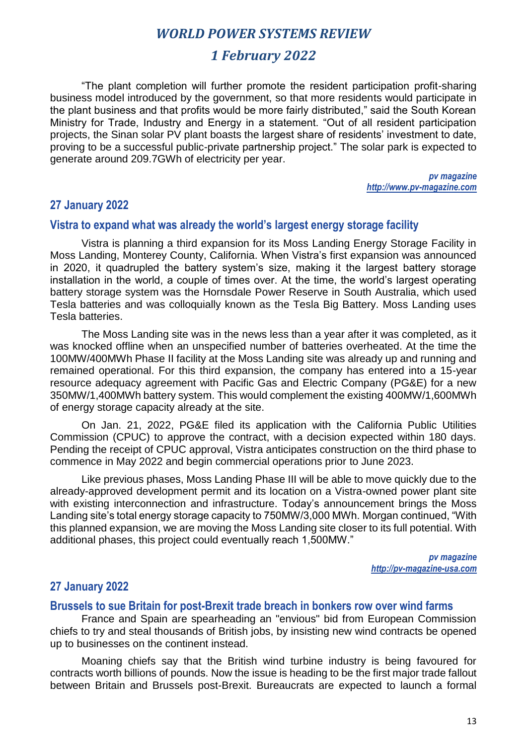"The plant completion will further promote the resident participation profit-sharing business model introduced by the government, so that more residents would participate in the plant business and that profits would be more fairly distributed," said the South Korean Ministry for Trade, Industry and Energy in a statement. "Out of all resident participation projects, the Sinan solar PV plant boasts the largest share of residents' investment to date, proving to be a successful public-private partnership project." The solar park is expected to generate around 209.7GWh of electricity per year.

*pv magazine*
*http://www.pv-magazine.com*

## 27 January 2022

### Vistra to expand what was already the world's largest energy storage facility

Vistra is planning a third expansion for its Moss Landing Energy Storage Facility in Moss Landing, Monterey County, California. When Vistra's first expansion was announced in 2020, it quadrupled the battery system's size, making it the largest battery storage installation in the world, a couple of times over. At the time, the world's largest operating battery storage system was the Hornsdale Power Reserve in South Australia, which used Tesla batteries and was colloquially known as the Tesla Big Battery. Moss Landing uses Tesla batteries.

The Moss Landing site was in the news less than a year after it was completed, as it was knocked offline when an unspecified number of batteries overheated. At the time the 100MW/400MWh Phase II facility at the Moss Landing site was already up and running and remained operational. For this third expansion, the company has entered into a 15-year resource adequacy agreement with Pacific Gas and Electric Company (PG&E) for a new 350MW/1,400MWh battery system. This would complement the existing 400MW/1,600MWh of energy storage capacity already at the site.

On Jan. 21, 2022, PG&E filed its application with the California Public Utilities Commission (CPUC) to approve the contract, with a decision expected within 180 days. Pending the receipt of CPUC approval, Vistra anticipates construction on the third phase to commence in May 2022 and begin commercial operations prior to June 2023.

Like previous phases, Moss Landing Phase III will be able to move quickly due to the already-approved development permit and its location on a Vistra-owned power plant site with existing interconnection and infrastructure. Today's announcement brings the Moss Landing site's total energy storage capacity to 750MW/3,000 MWh. Morgan continued, "With this planned expansion, we are moving the Moss Landing site closer to its full potential. With additional phases, this project could eventually reach 1,500MW."

*pv magazine*
*http://pv-magazine-usa.com*

## 27 January 2022

### Brussels to sue Britain for post-Brexit trade breach in bonkers row over wind farms

France and Spain are spearheading an "envious" bid from European Commission chiefs to try and steal thousands of British jobs, by insisting new wind contracts be opened up to businesses on the continent instead.

Moaning chiefs say that the British wind turbine industry is being favoured for contracts worth billions of pounds. Now the issue is heading to be the first major trade fallout between Britain and Brussels post-Brexit. Bureaucrats are expected to launch a formal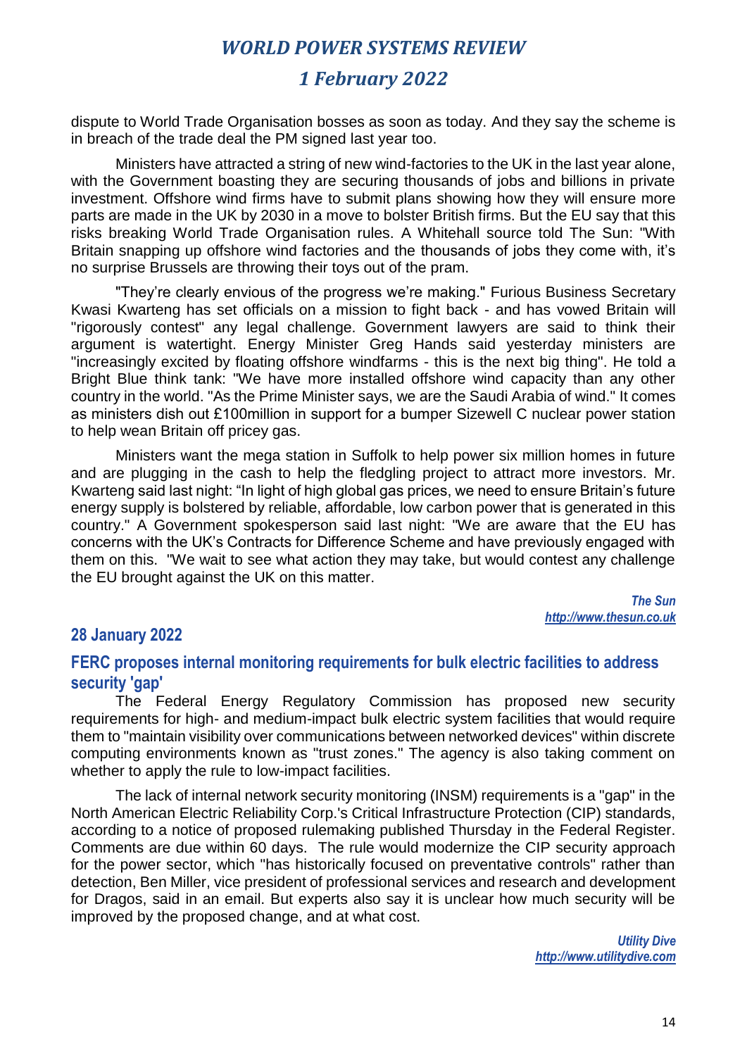dispute to World Trade Organisation bosses as soon as today. And they say the scheme is in breach of the trade deal the PM signed last year too.

Ministers have attracted a string of new wind-factories to the UK in the last year alone, with the Government boasting they are securing thousands of jobs and billions in private investment. Offshore wind firms have to submit plans showing how they will ensure more parts are made in the UK by 2030 in a move to bolster British firms. But the EU say that this risks breaking World Trade Organisation rules. A Whitehall source told The Sun: "With Britain snapping up offshore wind factories and the thousands of jobs they come with, it's no surprise Brussels are throwing their toys out of the pram.

"They're clearly envious of the progress we're making." Furious Business Secretary Kwasi Kwarteng has set officials on a mission to fight back - and has vowed Britain will "rigorously contest" any legal challenge. Government lawyers are said to think their argument is watertight. Energy Minister Greg Hands said yesterday ministers are "increasingly excited by floating offshore windfarms - this is the next big thing". He told a Bright Blue think tank: "We have more installed offshore wind capacity than any other country in the world. "As the Prime Minister says, we are the Saudi Arabia of wind." It comes as ministers dish out £100million in support for a bumper Sizewell C nuclear power station to help wean Britain off pricey gas.

Ministers want the mega station in Suffolk to help power six million homes in future and are plugging in the cash to help the fledgling project to attract more investors. Mr. Kwarteng said last night: "In light of high global gas prices, we need to ensure Britain's future energy supply is bolstered by reliable, affordable, low carbon power that is generated in this country." A Government spokesperson said last night: "We are aware that the EU has concerns with the UK's Contracts for Difference Scheme and have previously engaged with them on this. "We wait to see what action they may take, but would contest any challenge the EU brought against the UK on this matter.

*The Sun*
*http://www.thesun.co.uk*

## 28 January 2022

### FERC proposes internal monitoring requirements for bulk electric facilities to address security 'gap'

The Federal Energy Regulatory Commission has proposed new security requirements for high- and medium-impact bulk electric system facilities that would require them to "maintain visibility over communications between networked devices" within discrete computing environments known as "trust zones." The agency is also taking comment on whether to apply the rule to low-impact facilities.

The lack of internal network security monitoring (INSM) requirements is a "gap" in the North American Electric Reliability Corp.'s Critical Infrastructure Protection (CIP) standards, according to a notice of proposed rulemaking published Thursday in the Federal Register. Comments are due within 60 days. The rule would modernize the CIP security approach for the power sector, which "has historically focused on preventative controls" rather than detection, Ben Miller, vice president of professional services and research and development for Dragos, said in an email. But experts also say it is unclear how much security will be improved by the proposed change, and at what cost.

*Utility Dive*
*http://www.utilitydive.com*